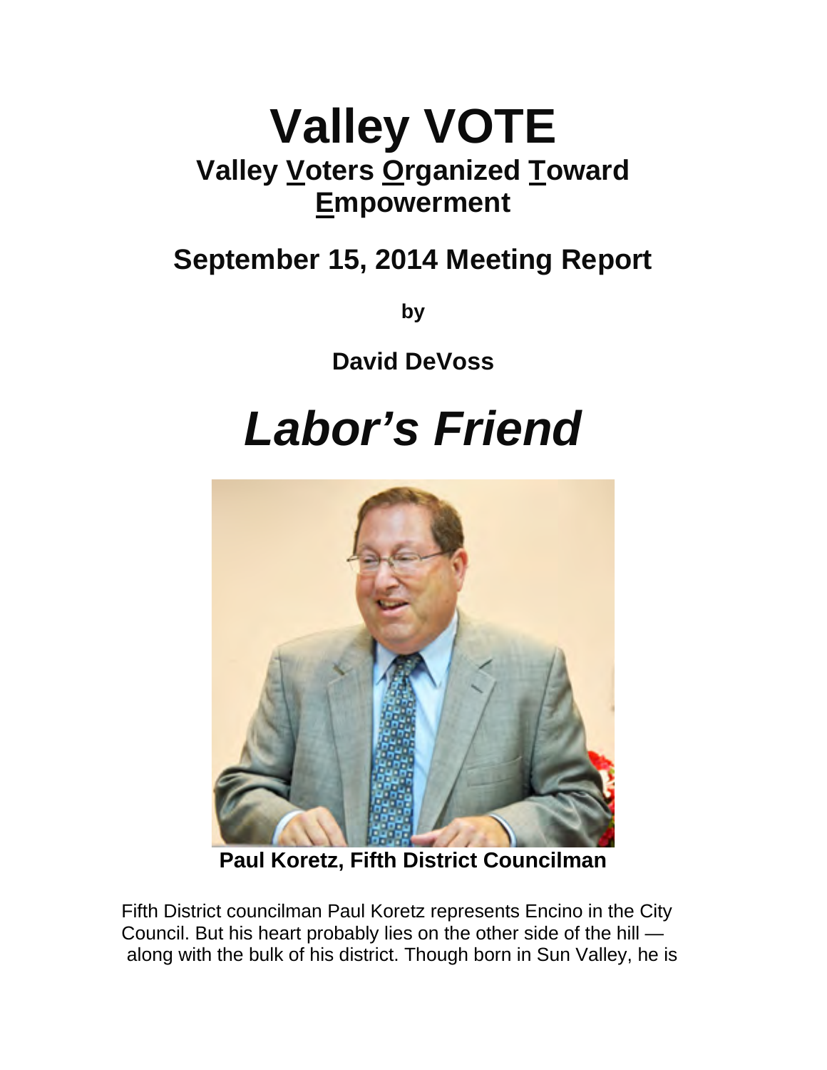# Valley VOTE

## Valley Voters Organized Toward Empowerment

## September 15, 2014 Meeting Report

**by**

**David DeVoss**

# *Labor's Friend*

**Paul Koretz, Fifth District Councilman**

Fifth District councilman Paul Koretz represents Encino in the City Council. But his heart probably lies on the other side of the hill — along with the bulk of his district. Though born in Sun Valley, he is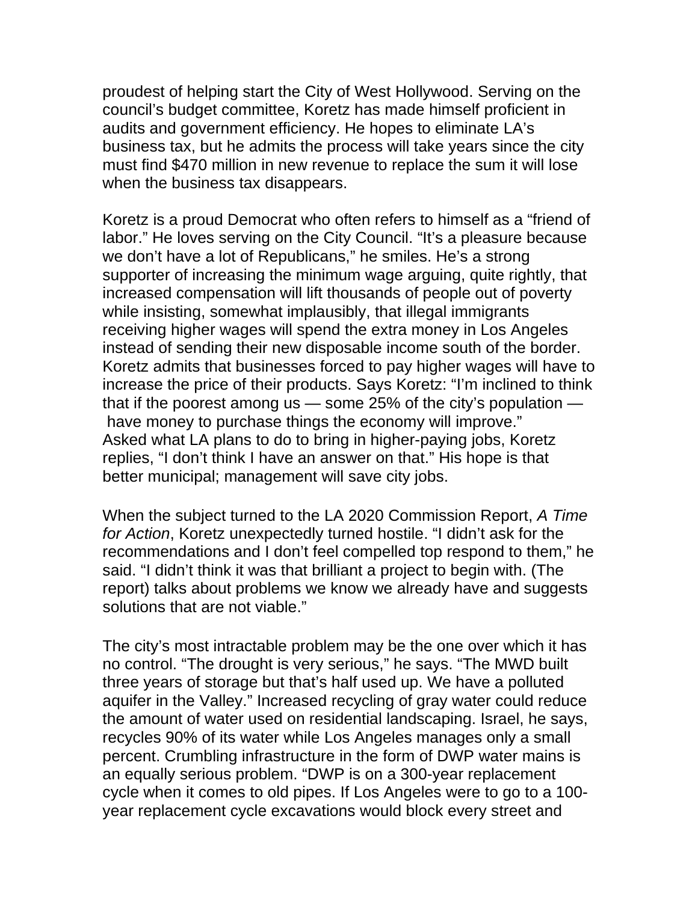proudest of helping start the City of West Hollywood. Serving on the council's budget committee, Koretz has made himself proficient in audits and government efficiency. He hopes to eliminate LA's business tax, but he admits the process will take years since the city must find $470 million in new revenue to replace the sum it will lose when the business tax disappears.

Koretz is a proud Democrat who often refers to himself as a "friend of labor." He loves serving on the City Council. "It's a pleasure because we don't have a lot of Republicans," he smiles. He's a strong supporter of increasing the minimum wage arguing, quite rightly, that increased compensation will lift thousands of people out of poverty while insisting, somewhat implausibly, that illegal immigrants receiving higher wages will spend the extra money in Los Angeles instead of sending their new disposable income south of the border. Koretz admits that businesses forced to pay higher wages will have to increase the price of their products. Says Koretz: "I'm inclined to think that if the poorest among us — some 25% of the city's population — have money to purchase things the economy will improve."
Asked what LA plans to do to bring in higher-paying jobs, Koretz replies, "I don't think I have an answer on that." His hope is that better municipal; management will save city jobs.

When the subject turned to the LA 2020 Commission Report, *A Time for Action*, Koretz unexpectedly turned hostile. "I didn't ask for the recommendations and I don't feel compelled top respond to them," he said. "I didn't think it was that brilliant a project to begin with. (The report) talks about problems we know we already have and suggests solutions that are not viable."

The city's most intractable problem may be the one over which it has no control. "The drought is very serious," he says. "The MWD built three years of storage but that's half used up. We have a polluted aquifer in the Valley." Increased recycling of gray water could reduce the amount of water used on residential landscaping. Israel, he says, recycles 90% of its water while Los Angeles manages only a small percent. Crumbling infrastructure in the form of DWP water mains is an equally serious problem. "DWP is on a 300-year replacement cycle when it comes to old pipes. If Los Angeles were to go to a 100-year replacement cycle excavations would block every street and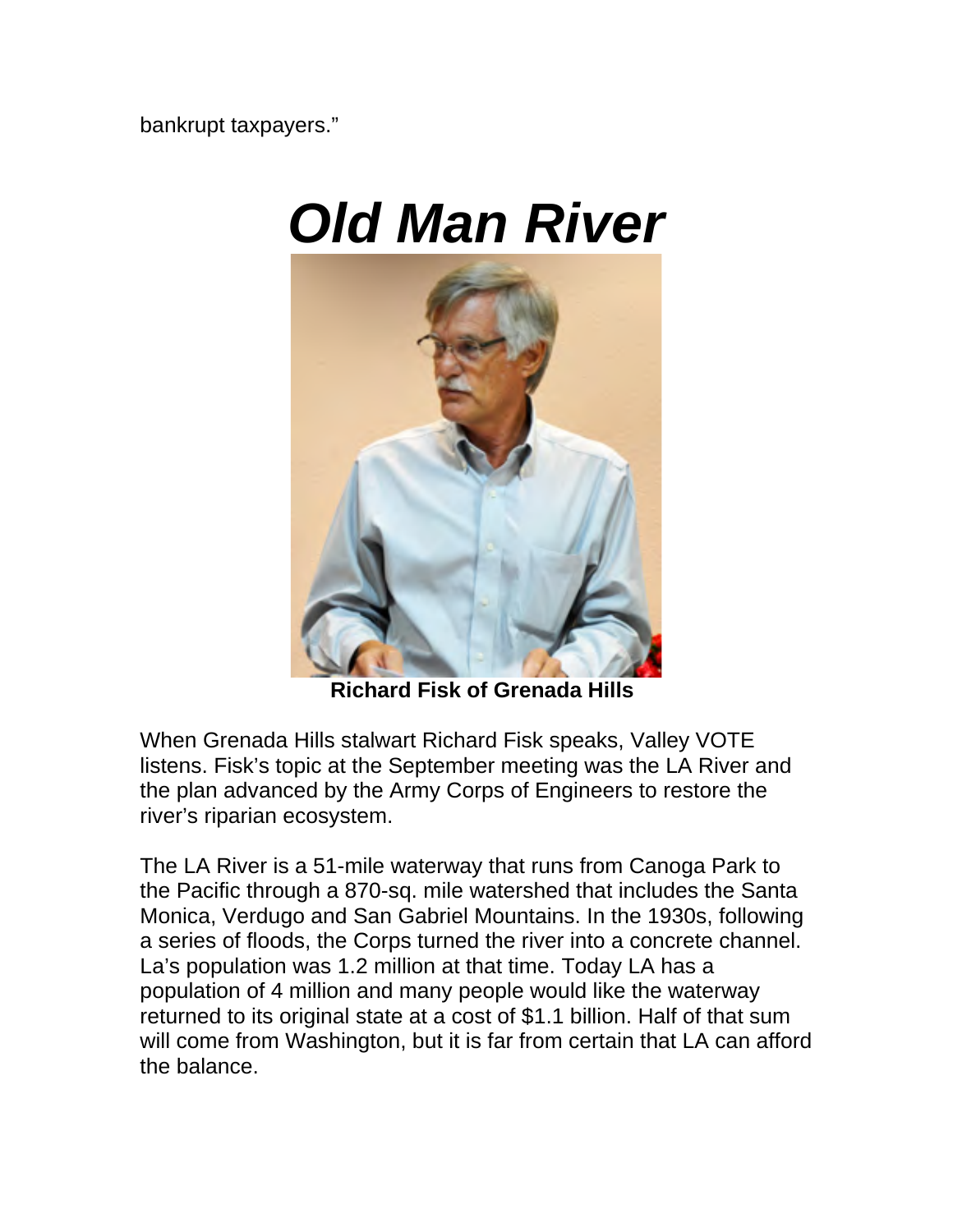bankrupt taxpayers."

# *Old Man River*

**Richard Fisk of Grenada Hills**

When Grenada Hills stalwart Richard Fisk speaks, Valley VOTE listens. Fisk's topic at the September meeting was the LA River and the plan advanced by the Army Corps of Engineers to restore the river's riparian ecosystem.

The LA River is a 51-mile waterway that runs from Canoga Park to the Pacific through a 870-sq. mile watershed that includes the Santa Monica, Verdugo and San Gabriel Mountains. In the 1930s, following a series of floods, the Corps turned the river into a concrete channel. La's population was 1.2 million at that time. Today LA has a population of 4 million and many people would like the waterway returned to its original state at a cost of $1.1 billion. Half of that sum will come from Washington, but it is far from certain that LA can afford the balance.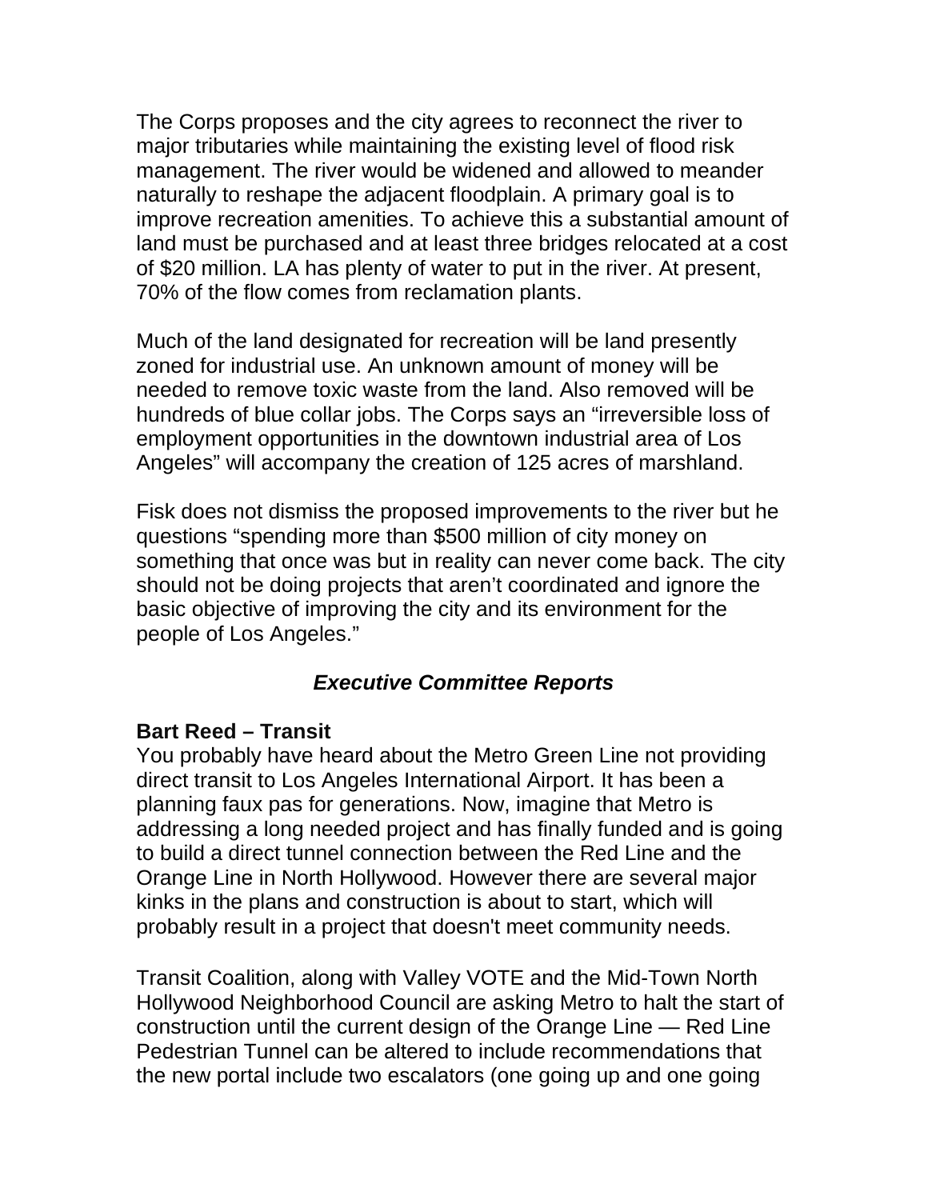The Corps proposes and the city agrees to reconnect the river to major tributaries while maintaining the existing level of flood risk management. The river would be widened and allowed to meander naturally to reshape the adjacent floodplain. A primary goal is to improve recreation amenities. To achieve this a substantial amount of land must be purchased and at least three bridges relocated at a cost of $20 million. LA has plenty of water to put in the river. At present, 70% of the flow comes from reclamation plants.

Much of the land designated for recreation will be land presently zoned for industrial use. An unknown amount of money will be needed to remove toxic waste from the land. Also removed will be hundreds of blue collar jobs. The Corps says an "irreversible loss of employment opportunities in the downtown industrial area of Los Angeles" will accompany the creation of 125 acres of marshland.

Fisk does not dismiss the proposed improvements to the river but he questions "spending more than $500 million of city money on something that once was but in reality can never come back. The city should not be doing projects that aren't coordinated and ignore the basic objective of improving the city and its environment for the people of Los Angeles."

## *Executive Committee Reports*

**Bart Reed – Transit**

You probably have heard about the Metro Green Line not providing direct transit to Los Angeles International Airport. It has been a planning faux pas for generations. Now, imagine that Metro is addressing a long needed project and has finally funded and is going to build a direct tunnel connection between the Red Line and the Orange Line in North Hollywood. However there are several major kinks in the plans and construction is about to start, which will probably result in a project that doesn't meet community needs.

Transit Coalition, along with Valley VOTE and the Mid-Town North Hollywood Neighborhood Council are asking Metro to halt the start of construction until the current design of the Orange Line — Red Line Pedestrian Tunnel can be altered to include recommendations that the new portal include two escalators (one going up and one going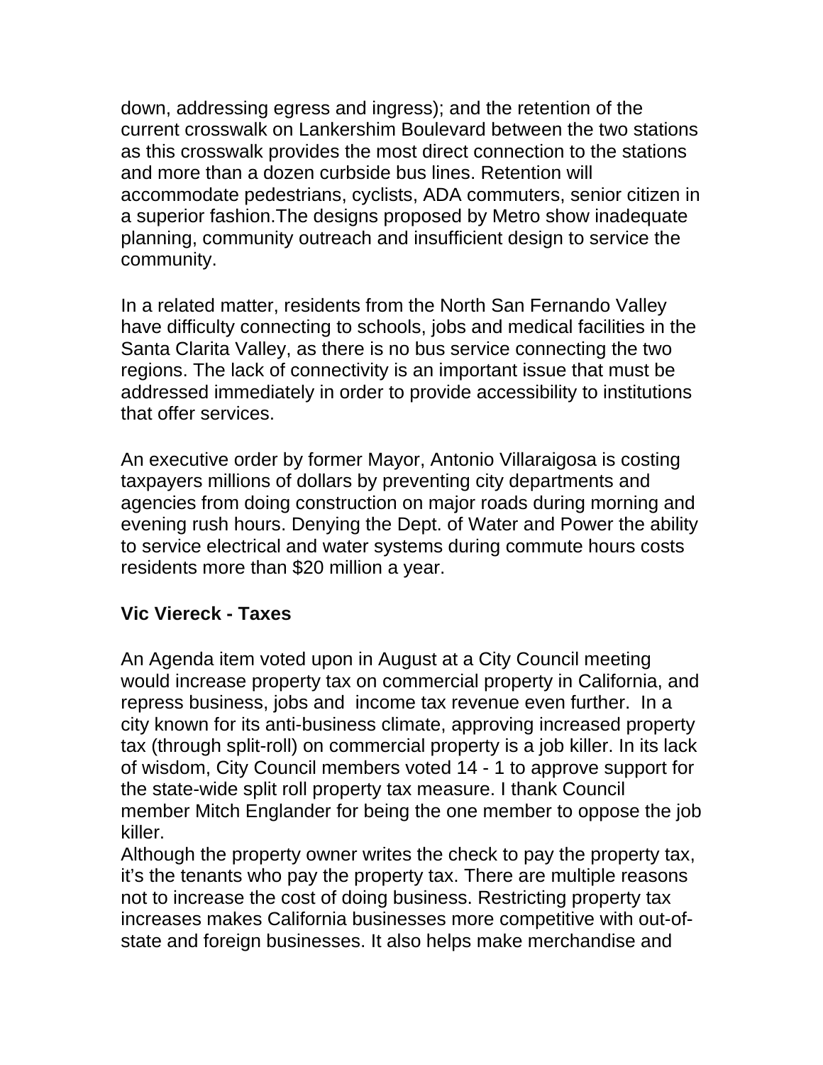down, addressing egress and ingress); and the retention of the current crosswalk on Lankershim Boulevard between the two stations as this crosswalk provides the most direct connection to the stations and more than a dozen curbside bus lines. Retention will accommodate pedestrians, cyclists, ADA commuters, senior citizen in a superior fashion.The designs proposed by Metro show inadequate planning, community outreach and insufficient design to service the community.

In a related matter, residents from the North San Fernando Valley have difficulty connecting to schools, jobs and medical facilities in the Santa Clarita Valley, as there is no bus service connecting the two regions. The lack of connectivity is an important issue that must be addressed immediately in order to provide accessibility to institutions that offer services.

An executive order by former Mayor, Antonio Villaraigosa is costing taxpayers millions of dollars by preventing city departments and agencies from doing construction on major roads during morning and evening rush hours. Denying the Dept. of Water and Power the ability to service electrical and water systems during commute hours costs residents more than $20 million a year.

**Vic Viereck - Taxes**

An Agenda item voted upon in August at a City Council meeting would increase property tax on commercial property in California, and repress business, jobs and income tax revenue even further. In a city known for its anti-business climate, approving increased property tax (through split-roll) on commercial property is a job killer. In its lack of wisdom, City Council members voted 14 - 1 to approve support for the state-wide split roll property tax measure. I thank Council member Mitch Englander for being the one member to oppose the job killer.

Although the property owner writes the check to pay the property tax, it's the tenants who pay the property tax. There are multiple reasons not to increase the cost of doing business. Restricting property tax increases makes California businesses more competitive with out-of-state and foreign businesses. It also helps make merchandise and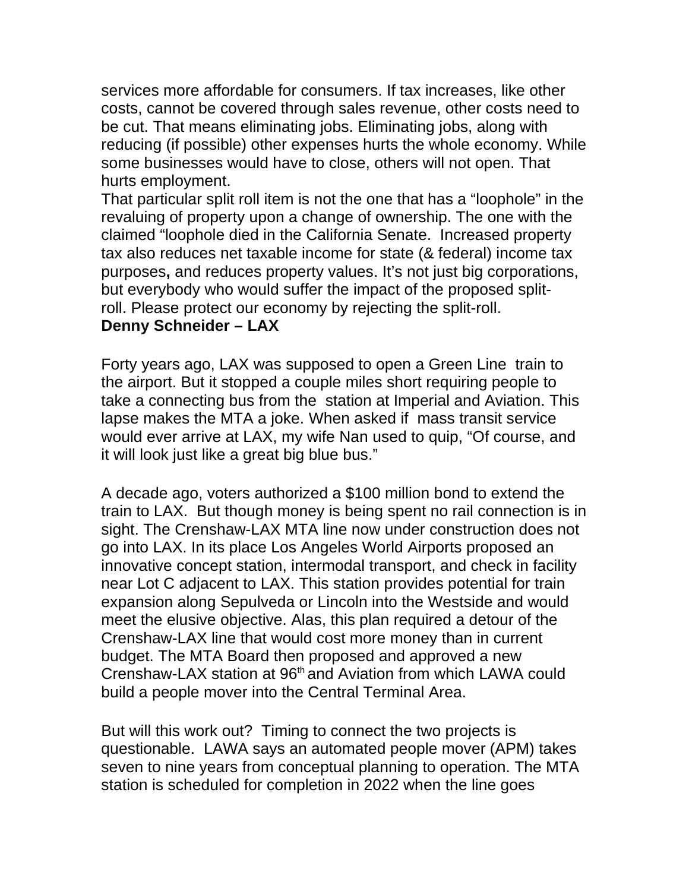services more affordable for consumers. If tax increases, like other costs, cannot be covered through sales revenue, other costs need to be cut. That means eliminating jobs. Eliminating jobs, along with reducing (if possible) other expenses hurts the whole economy. While some businesses would have to close, others will not open. That hurts employment.

That particular split roll item is not the one that has a "loophole" in the revaluing of property upon a change of ownership. The one with the claimed "loophole died in the California Senate. Increased property tax also reduces net taxable income for state (& federal) income tax purposes**,** and reduces property values. It's not just big corporations, but everybody who would suffer the impact of the proposed split-roll. Please protect our economy by rejecting the split-roll.

**Denny Schneider – LAX**

Forty years ago, LAX was supposed to open a Green Line train to the airport. But it stopped a couple miles short requiring people to take a connecting bus from the station at Imperial and Aviation. This lapse makes the MTA a joke. When asked if mass transit service would ever arrive at LAX, my wife Nan used to quip, "Of course, and it will look just like a great big blue bus."

A decade ago, voters authorized a $100 million bond to extend the train to LAX. But though money is being spent no rail connection is in sight. The Crenshaw-LAX MTA line now under construction does not go into LAX. In its place Los Angeles World Airports proposed an innovative concept station, intermodal transport, and check in facility near Lot C adjacent to LAX. This station provides potential for train expansion along Sepulveda or Lincoln into the Westside and would meet the elusive objective. Alas, this plan required a detour of the Crenshaw-LAX line that would cost more money than in current budget. The MTA Board then proposed and approved a new Crenshaw-LAX station at 96th and Aviation from which LAWA could build a people mover into the Central Terminal Area.

But will this work out? Timing to connect the two projects is questionable. LAWA says an automated people mover (APM) takes seven to nine years from conceptual planning to operation. The MTA station is scheduled for completion in 2022 when the line goes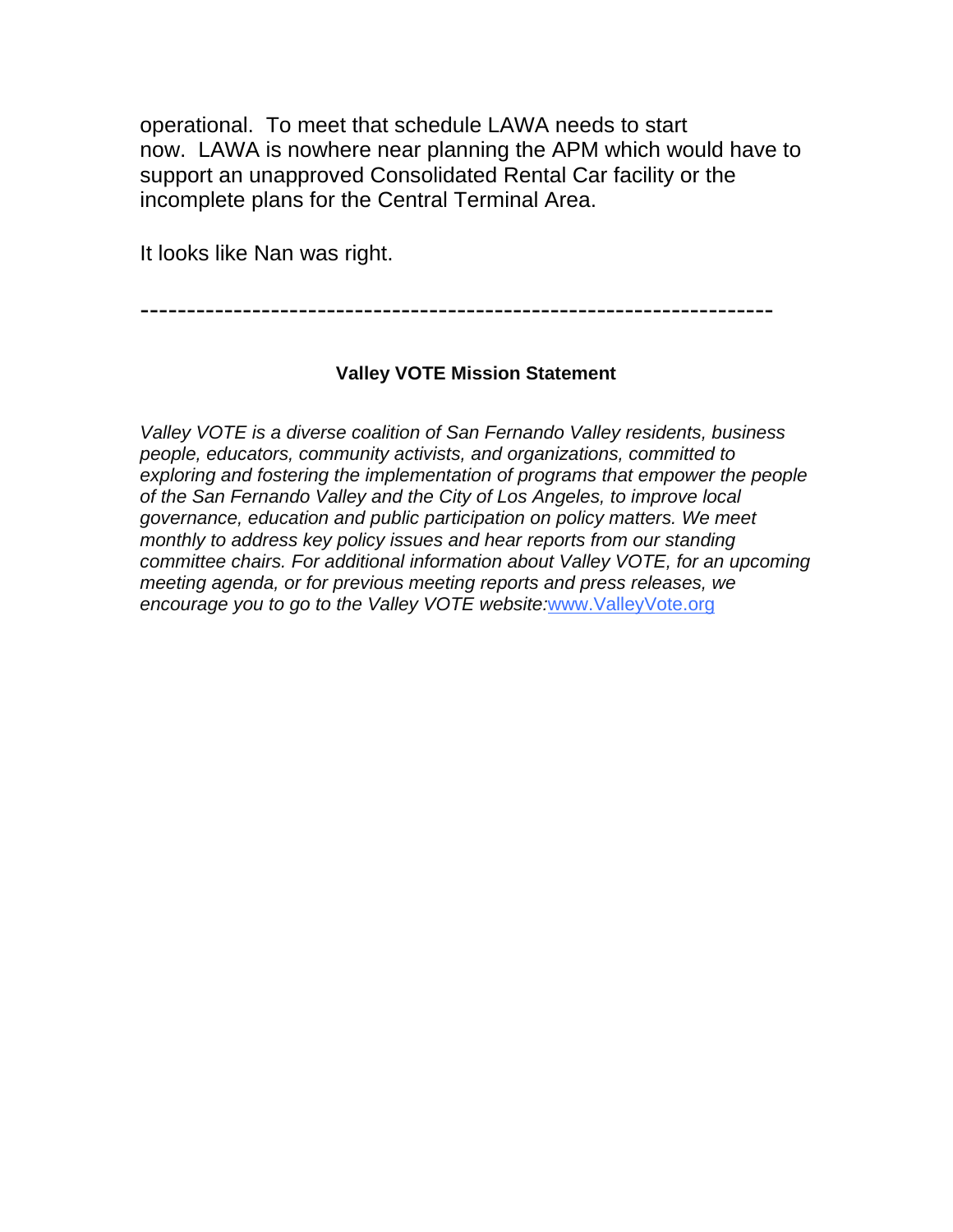operational. To meet that schedule LAWA needs to start now. LAWA is nowhere near planning the APM which would have to support an unapproved Consolidated Rental Car facility or the incomplete plans for the Central Terminal Area.

It looks like Nan was right.

---

**Valley VOTE Mission Statement**

*Valley VOTE is a diverse coalition of San Fernando Valley residents, business people, educators, community activists, and organizations, committed to exploring and fostering the implementation of programs that empower the people of the San Fernando Valley and the City of Los Angeles, to improve local governance, education and public participation on policy matters. We meet monthly to address key policy issues and hear reports from our standing committee chairs. For additional information about Valley VOTE, for an upcoming meeting agenda, or for previous meeting reports and press releases, we encourage you to go to the Valley VOTE website:*[www.ValleyVote.org](http://www.ValleyVote.org)